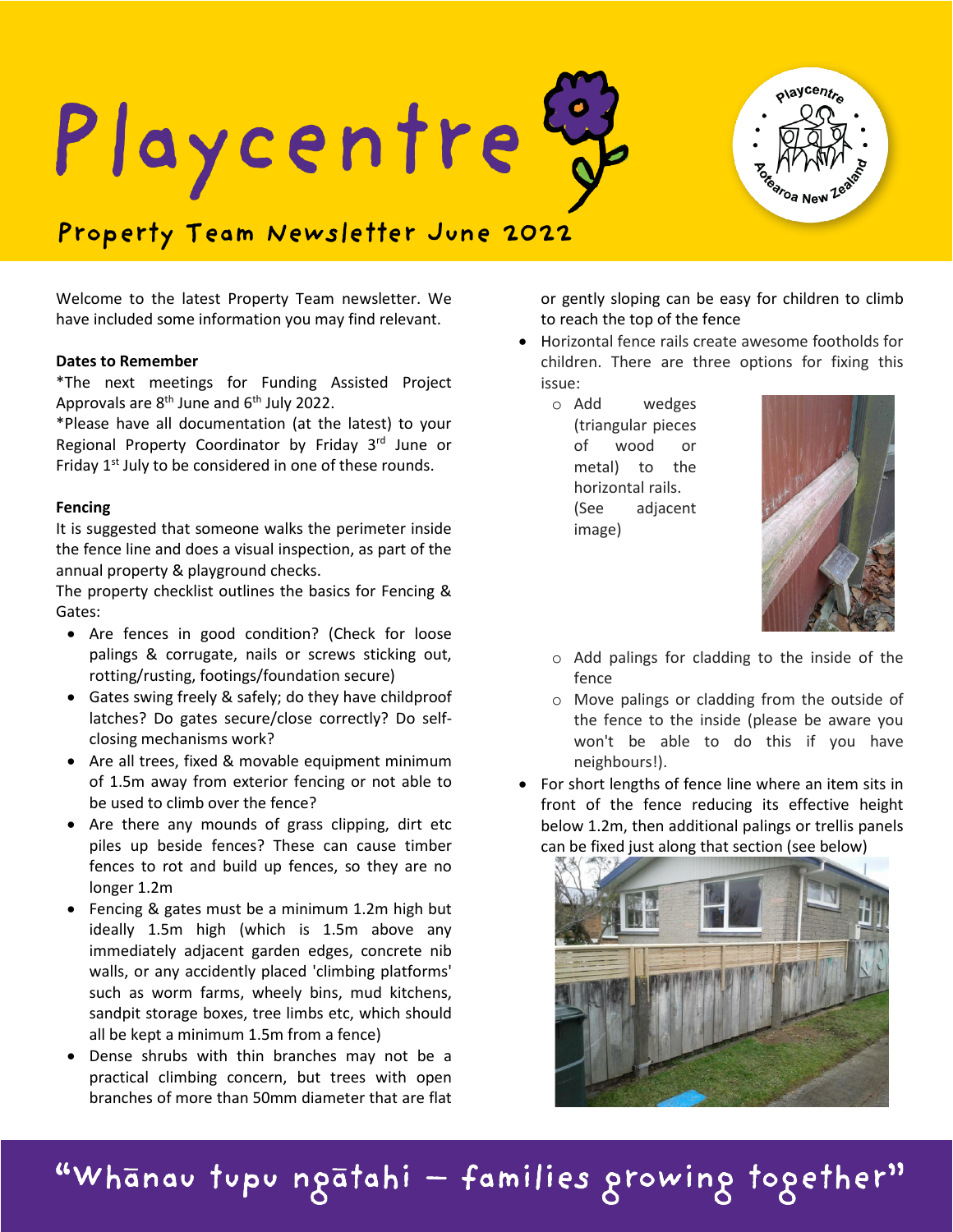# Playcentre

## Property Team Newsletter June 2022

Welcome to the latest Property Team newsletter. We have included some information you may find relevant.

**Dates to Remember**

*The next meetings for Funding Assisted Project Approvals are 8th June and 6th July 2022.

*Please have all documentation (at the latest) to your Regional Property Coordinator by Friday 3rd June or Friday 1st July to be considered in one of these rounds.

**Fencing**

It is suggested that someone walks the perimeter inside the fence line and does a visual inspection, as part of the annual property & playground checks.

The property checklist outlines the basics for Fencing & Gates:

- Are fences in good condition? (Check for loose palings & corrugate, nails or screws sticking out, rotting/rusting, footings/foundation secure)
- Gates swing freely & safely; do they have childproof latches? Do gates secure/close correctly? Do self-closing mechanisms work?
- Are all trees, fixed & movable equipment minimum of 1.5m away from exterior fencing or not able to be used to climb over the fence?
- Are there any mounds of grass clipping, dirt etc piles up beside fences? These can cause timber fences to rot and build up fences, so they are no longer 1.2m
- Fencing & gates must be a minimum 1.2m high but ideally 1.5m high (which is 1.5m above any immediately adjacent garden edges, concrete nib walls, or any accidently placed 'climbing platforms' such as worm farms, wheely bins, mud kitchens, sandpit storage boxes, tree limbs etc, which should all be kept a minimum 1.5m from a fence)
- Dense shrubs with thin branches may not be a practical climbing concern, but trees with open branches of more than 50mm diameter that are flat or gently sloping can be easy for children to climb to reach the top of the fence
- Horizontal fence rails create awesome footholds for children. There are three options for fixing this issue:
  - Add wedges (triangular pieces of wood or metal) to the horizontal rails. (See adjacent image)
  - Add palings for cladding to the inside of the fence
  - Move palings or cladding from the outside of the fence to the inside (please be aware you won't be able to do this if you have neighbours!).
- For short lengths of fence line where an item sits in front of the fence reducing its effective height below 1.2m, then additional palings or trellis panels can be fixed just along that section (see below)

"Whānau tupu ngātahi – families growing together"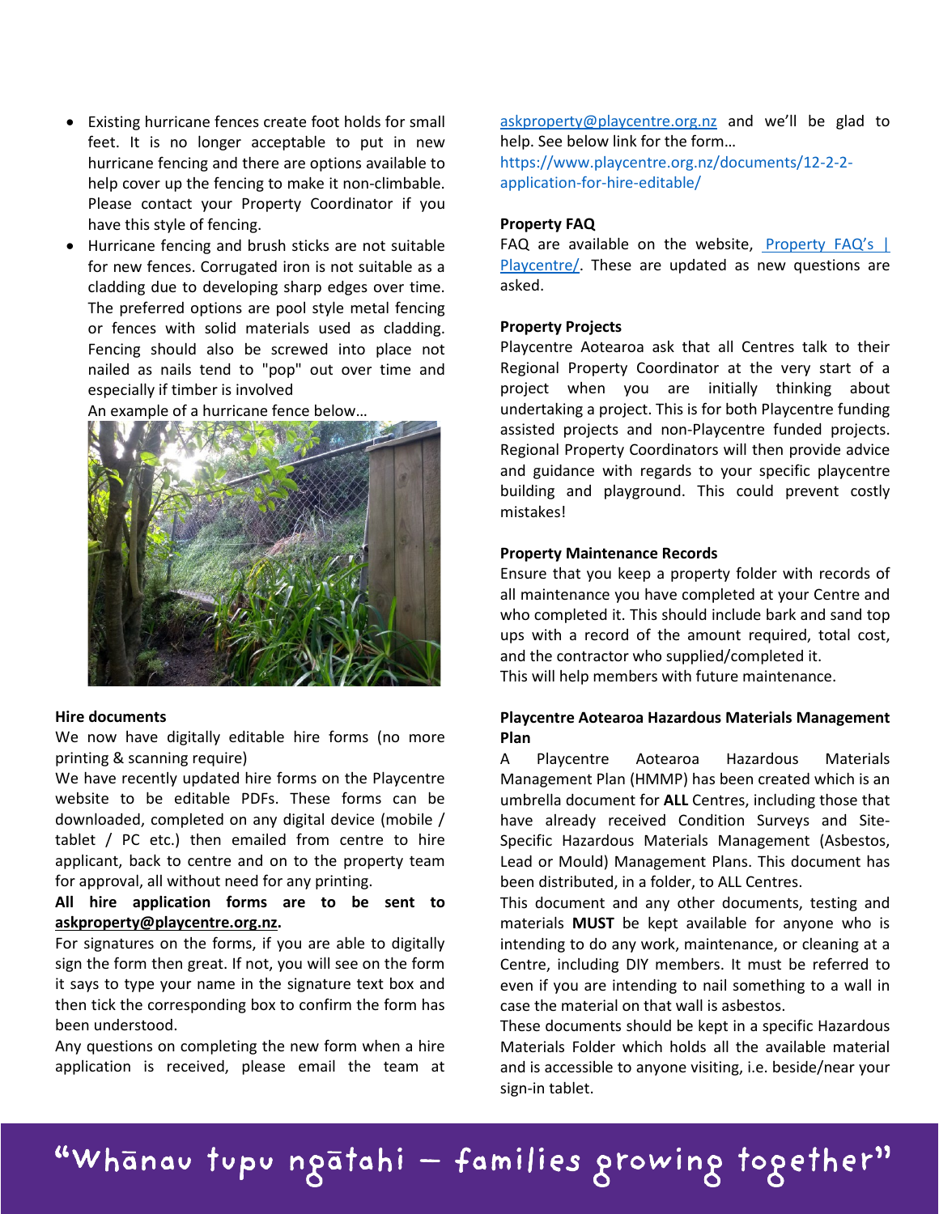- Existing hurricane fences create foot holds for small feet. It is no longer acceptable to put in new hurricane fencing and there are options available to help cover up the fencing to make it non-climbable. Please contact your Property Coordinator if you have this style of fencing.
- Hurricane fencing and brush sticks are not suitable for new fences. Corrugated iron is not suitable as a cladding due to developing sharp edges over time. The preferred options are pool style metal fencing or fences with solid materials used as cladding. Fencing should also be screwed into place not nailed as nails tend to "pop" out over time and especially if timber is involved

  An example of a hurricane fence below…

### Hire documents

We now have digitally editable hire forms (no more printing & scanning require)

We have recently updated hire forms on the Playcentre website to be editable PDFs. These forms can be downloaded, completed on any digital device (mobile / tablet / PC etc.) then emailed from centre to hire applicant, back to centre and on to the property team for approval, all without need for any printing.

**All hire application forms are to be sent to askproperty@playcentre.org.nz.**

For signatures on the forms, if you are able to digitally sign the form then great. If not, you will see on the form it says to type your name in the signature text box and then tick the corresponding box to confirm the form has been understood.

Any questions on completing the new form when a hire application is received, please email the team at askproperty@playcentre.org.nz and we'll be glad to help. See below link for the form…
https://www.playcentre.org.nz/documents/12-2-2-application-for-hire-editable/

### Property FAQ

FAQ are available on the website, Property FAQ's | Playcentre/. These are updated as new questions are asked.

### Property Projects

Playcentre Aotearoa ask that all Centres talk to their Regional Property Coordinator at the very start of a project when you are initially thinking about undertaking a project. This is for both Playcentre funding assisted projects and non-Playcentre funded projects. Regional Property Coordinators will then provide advice and guidance with regards to your specific playcentre building and playground. This could prevent costly mistakes!

### Property Maintenance Records

Ensure that you keep a property folder with records of all maintenance you have completed at your Centre and who completed it. This should include bark and sand top ups with a record of the amount required, total cost, and the contractor who supplied/completed it.
This will help members with future maintenance.

### Playcentre Aotearoa Hazardous Materials Management Plan

A Playcentre Aotearoa Hazardous Materials Management Plan (HMMP) has been created which is an umbrella document for **ALL** Centres, including those that have already received Condition Surveys and Site-Specific Hazardous Materials Management (Asbestos, Lead or Mould) Management Plans. This document has been distributed, in a folder, to ALL Centres.

This document and any other documents, testing and materials **MUST** be kept available for anyone who is intending to do any work, maintenance, or cleaning at a Centre, including DIY members. It must be referred to even if you are intending to nail something to a wall in case the material on that wall is asbestos.

These documents should be kept in a specific Hazardous Materials Folder which holds all the available material and is accessible to anyone visiting, i.e. beside/near your sign-in tablet.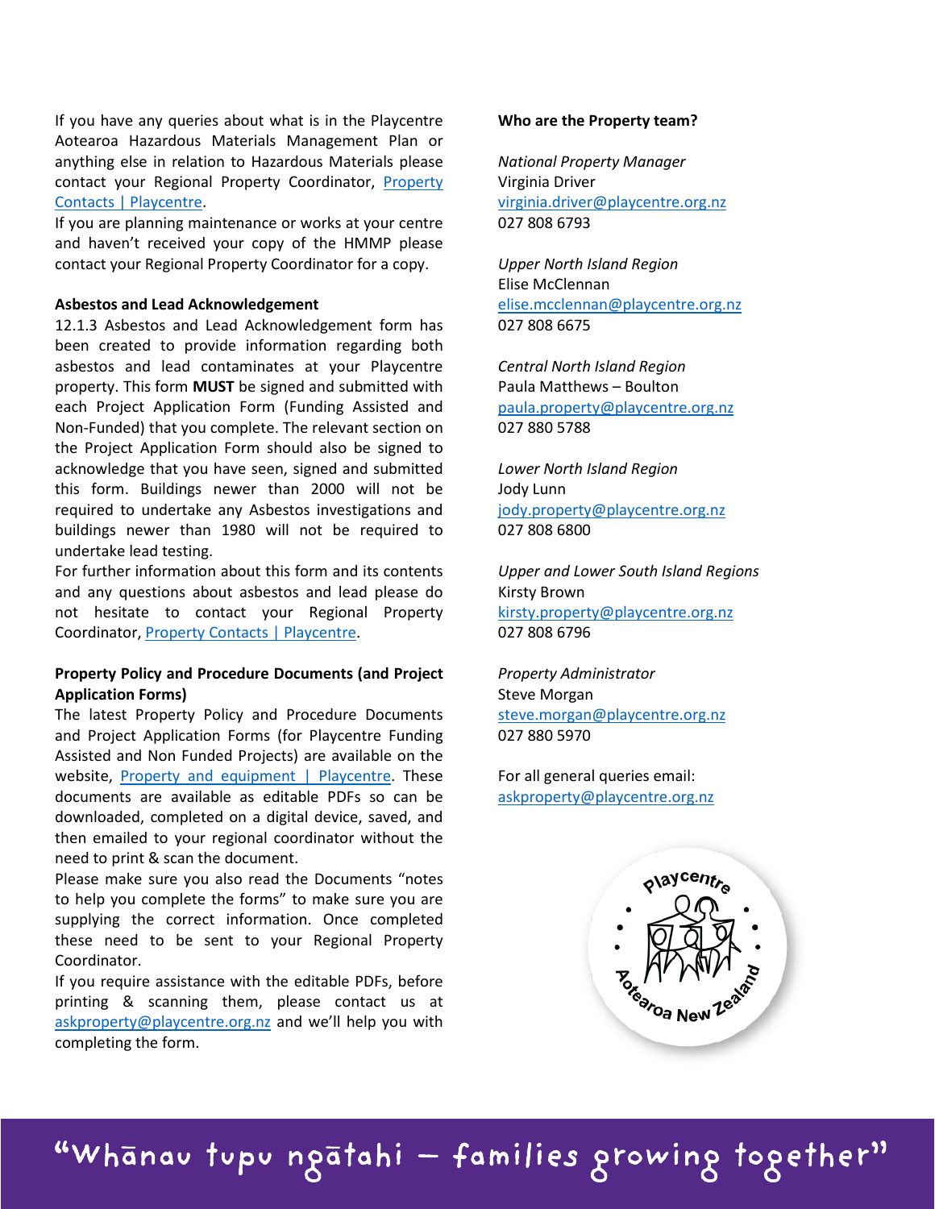If you have any queries about what is in the Playcentre Aotearoa Hazardous Materials Management Plan or anything else in relation to Hazardous Materials please contact your Regional Property Coordinator, Property Contacts | Playcentre.

If you are planning maintenance or works at your centre and haven't received your copy of the HMMP please contact your Regional Property Coordinator for a copy.

**Asbestos and Lead Acknowledgement**

12.1.3 Asbestos and Lead Acknowledgement form has been created to provide information regarding both asbestos and lead contaminates at your Playcentre property. This form **MUST** be signed and submitted with each Project Application Form (Funding Assisted and Non-Funded) that you complete. The relevant section on the Project Application Form should also be signed to acknowledge that you have seen, signed and submitted this form. Buildings newer than 2000 will not be required to undertake any Asbestos investigations and buildings newer than 1980 will not be required to undertake lead testing.

For further information about this form and its contents and any questions about asbestos and lead please do not hesitate to contact your Regional Property Coordinator, Property Contacts | Playcentre.

**Property Policy and Procedure Documents (and Project Application Forms)**

The latest Property Policy and Procedure Documents and Project Application Forms (for Playcentre Funding Assisted and Non Funded Projects) are available on the website, Property and equipment | Playcentre. These documents are available as editable PDFs so can be downloaded, completed on a digital device, saved, and then emailed to your regional coordinator without the need to print & scan the document.

Please make sure you also read the Documents "notes to help you complete the forms" to make sure you are supplying the correct information. Once completed these need to be sent to your Regional Property Coordinator.

If you require assistance with the editable PDFs, before printing & scanning them, please contact us at askproperty@playcentre.org.nz and we'll help you with completing the form.

**Who are the Property team?**

*National Property Manager*
Virginia Driver
virginia.driver@playcentre.org.nz
027 808 6793

*Upper North Island Region*
Elise McClennan
elise.mcclennan@playcentre.org.nz
027 808 6675

*Central North Island Region*
Paula Matthews – Boulton
paula.property@playcentre.org.nz
027 880 5788

*Lower North Island Region*
Jody Lunn
jody.property@playcentre.org.nz
027 808 6800

*Upper and Lower South Island Regions*
Kirsty Brown
kirsty.property@playcentre.org.nz
027 808 6796

*Property Administrator*
Steve Morgan
steve.morgan@playcentre.org.nz
027 880 5970

For all general queries email:
askproperty@playcentre.org.nz

Playcentre Aotearoa New Zealand

"Whānau tupu ngātahi – families growing together"